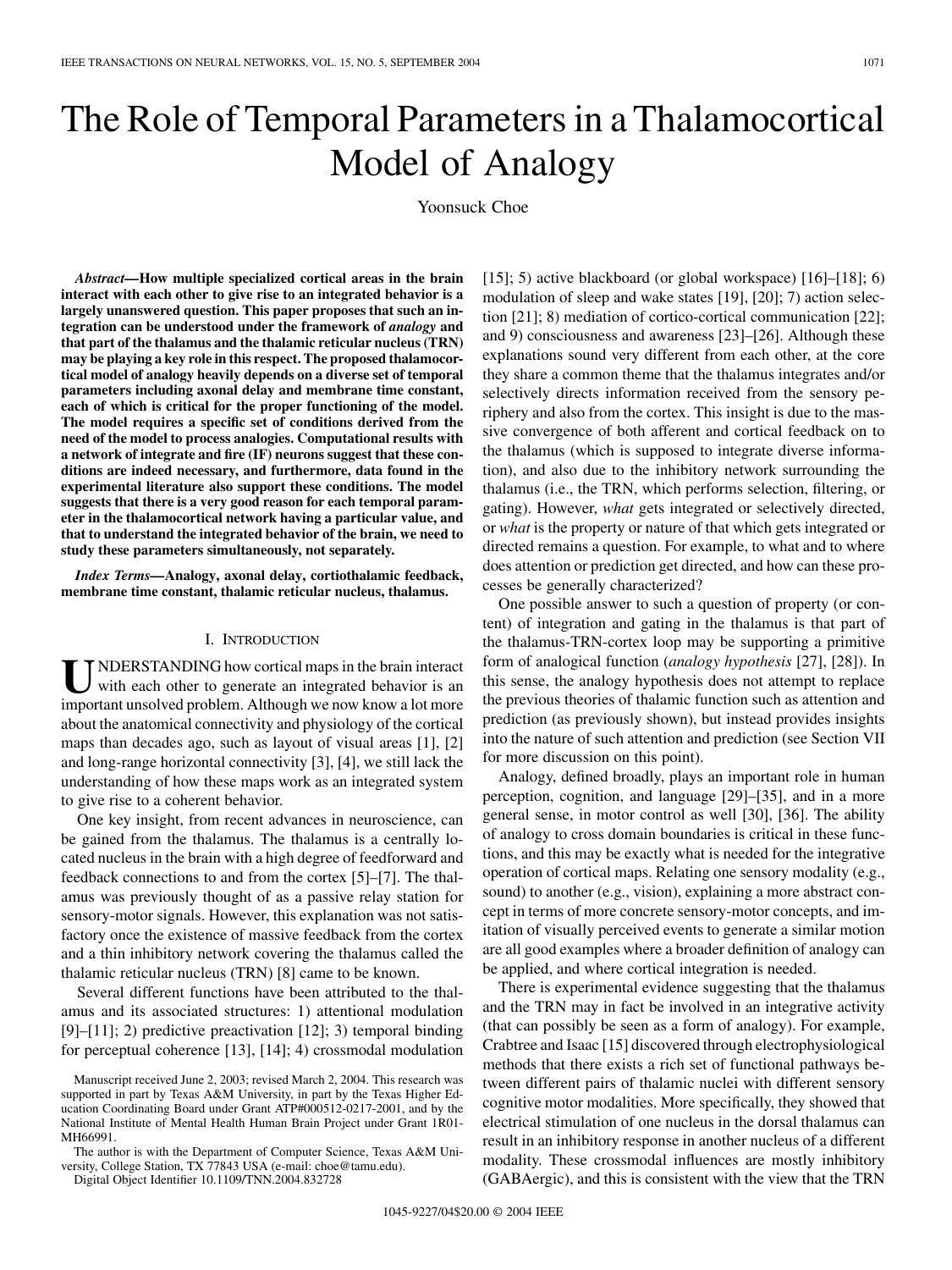# The Role of Temporal Parameters in a Thalamocortical Model of Analogy

Yoonsuck Choe

***Abstract*—How multiple specialized cortical areas in the brain interact with each other to give rise to an integrated behavior is a largely unanswered question. This paper proposes that such an integration can be understood under the framework of *analogy* and that part of the thalamus and the thalamic reticular nucleus (TRN) may be playing a key role in this respect. The proposed thalamocortical model of analogy heavily depends on a diverse set of temporal parameters including axonal delay and membrane time constant, each of which is critical for the proper functioning of the model. The model requires a specific set of conditions derived from the need of the model to process analogies. Computational results with a network of integrate and fire (IF) neurons suggest that these conditions are indeed necessary, and furthermore, data found in the experimental literature also support these conditions. The model suggests that there is a very good reason for each temporal parameter in the thalamocortical network having a particular value, and that to understand the integrated behavior of the brain, we need to study these parameters simultaneously, not separately.**

***Index Terms*—Analogy, axonal delay, cortiothalamic feedback, membrane time constant, thalamic reticular nucleus, thalamus.**

## I. Introduction

Understanding how cortical maps in the brain interact with each other to generate an integrated behavior is an important unsolved problem. Although we now know a lot more about the anatomical connectivity and physiology of the cortical maps than decades ago, such as layout of visual areas [1], [2] and long-range horizontal connectivity [3], [4], we still lack the understanding of how these maps work as an integrated system to give rise to a coherent behavior.

One key insight, from recent advances in neuroscience, can be gained from the thalamus. The thalamus is a centrally located nucleus in the brain with a high degree of feedforward and feedback connections to and from the cortex [5]–[7]. The thalamus was previously thought of as a passive relay station for sensory-motor signals. However, this explanation was not satisfactory once the existence of massive feedback from the cortex and a thin inhibitory network covering the thalamus called the thalamic reticular nucleus (TRN) [8] came to be known.

Several different functions have been attributed to the thalamus and its associated structures: 1) attentional modulation [9]–[11]; 2) predictive preactivation [12]; 3) temporal binding for perceptual coherence [13], [14]; 4) crossmodal modulation [15]; 5) active blackboard (or global workspace) [16]–[18]; 6) modulation of sleep and wake states [19], [20]; 7) action selection [21]; 8) mediation of cortico-cortical communication [22]; and 9) consciousness and awareness [23]–[26]. Although these explanations sound very different from each other, at the core they share a common theme that the thalamus integrates and/or selectively directs information received from the sensory periphery and also from the cortex. This insight is due to the massive convergence of both afferent and cortical feedback on to the thalamus (which is supposed to integrate diverse information), and also due to the inhibitory network surrounding the thalamus (i.e., the TRN, which performs selection, filtering, or gating). However, *what* gets integrated or selectively directed, or *what* is the property or nature of that which gets integrated or directed remains a question. For example, to what and to where does attention or prediction get directed, and how can these processes be generally characterized?

One possible answer to such a question of property (or content) of integration and gating in the thalamus is that part of the thalamus-TRN-cortex loop may be supporting a primitive form of analogical function (*analogy hypothesis* [27], [28]). In this sense, the analogy hypothesis does not attempt to replace the previous theories of thalamic function such as attention and prediction (as previously shown), but instead provides insights into the nature of such attention and prediction (see Section VII for more discussion on this point).

Analogy, defined broadly, plays an important role in human perception, cognition, and language [29]–[35], and in a more general sense, in motor control as well [30], [36]. The ability of analogy to cross domain boundaries is critical in these functions, and this may be exactly what is needed for the integrative operation of cortical maps. Relating one sensory modality (e.g., sound) to another (e.g., vision), explaining a more abstract concept in terms of more concrete sensory-motor concepts, and imitation of visually perceived events to generate a similar motion are all good examples where a broader definition of analogy can be applied, and where cortical integration is needed.

There is experimental evidence suggesting that the thalamus and the TRN may in fact be involved in an integrative activity (that can possibly be seen as a form of analogy). For example, Crabtree and Isaac [15] discovered through electrophysiological methods that there exists a rich set of functional pathways between different pairs of thalamic nuclei with different sensory cognitive motor modalities. More specifically, they showed that electrical stimulation of one nucleus in the dorsal thalamus can result in an inhibitory response in another nucleus of a different modality. These crossmodal influences are mostly inhibitory (GABAergic), and this is consistent with the view that the TRN

Manuscript received June 2, 2003; revised March 2, 2004. This research was supported in part by Texas A&M University, in part by the Texas Higher Education Coordinating Board under Grant ATP#000512-0217-2001, and by the National Institute of Mental Health Human Brain Project under Grant 1R01-MH66991.

The author is with the Department of Computer Science, Texas A&M University, College Station, TX 77843 USA (e-mail: choe@tamu.edu).

Digital Object Identifier 10.1109/TNN.2004.832728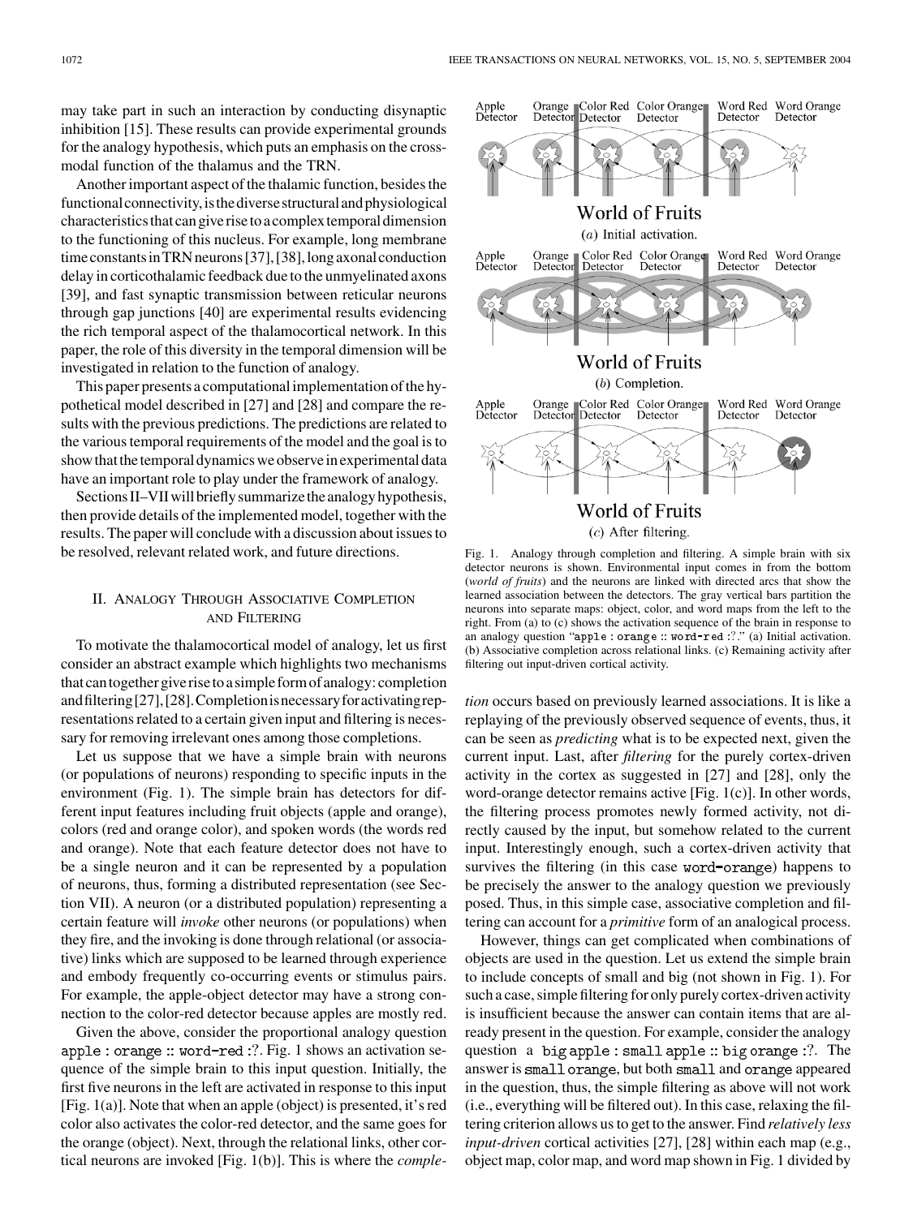may take part in such an interaction by conducting disynaptic inhibition [15]. These results can provide experimental grounds for the analogy hypothesis, which puts an emphasis on the cross-modal function of the thalamus and the TRN.

Another important aspect of the thalamic function, besides the functional connectivity, is the diverse structural and physiological characteristics that can give rise to a complex temporal dimension to the functioning of this nucleus. For example, long membrane time constants in TRN neurons [37], [38], long axonal conduction delay in corticothalamic feedback due to the unmyelinated axons [39], and fast synaptic transmission between reticular neurons through gap junctions [40] are experimental results evidencing the rich temporal aspect of the thalamocortical network. In this paper, the role of this diversity in the temporal dimension will be investigated in relation to the function of analogy.

This paper presents a computational implementation of the hypothetical model described in [27] and [28] and compare the results with the previous predictions. The predictions are related to the various temporal requirements of the model and the goal is to show that the temporal dynamics we observe in experimental data have an important role to play under the framework of analogy.

Sections II–VII will briefly summarize the analogy hypothesis, then provide details of the implemented model, together with the results. The paper will conclude with a discussion about issues to be resolved, relevant related work, and future directions.

## II. Analogy Through Associative Completion and Filtering

To motivate the thalamocortical model of analogy, let us first consider an abstract example which highlights two mechanisms that can together give rise to a simple form of analogy: completion and filtering [27], [28]. Completion is necessary for activating representations related to a certain given input and filtering is necessary for removing irrelevant ones among those completions.

Let us suppose that we have a simple brain with neurons (or populations of neurons) responding to specific inputs in the environment (Fig. 1). The simple brain has detectors for different input features including fruit objects (apple and orange), colors (red and orange color), and spoken words (the words red and orange). Note that each feature detector does not have to be a single neuron and it can be represented by a population of neurons, thus, forming a distributed representation (see Section VII). A neuron (or a distributed population) representing a certain feature will *invoke* other neurons (or populations) when they fire, and the invoking is done through relational (or associative) links which are supposed to be learned through experience and embody frequently co-occurring events or stimulus pairs. For example, the apple-object detector may have a strong connection to the color-red detector because apples are mostly red.

Given the above, consider the proportional analogy question `apple : orange :: word-red :?`. Fig. 1 shows an activation sequence of the simple brain to this input question. Initially, the first five neurons in the left are activated in response to this input [Fig. 1(a)]. Note that when an apple (object) is presented, it's red color also activates the color-red detector, and the same goes for the orange (object). Next, through the relational links, other cortical neurons are invoked [Fig. 1(b)]. This is where the *completion* occurs based on previously learned associations. It is like a replaying of the previously observed sequence of events, thus, it can be seen as *predicting* what is to be expected next, given the current input. Last, after *filtering* for the purely cortex-driven activity in the cortex as suggested in [27] and [28], only the word-orange detector remains active [Fig. 1(c)]. In other words, the filtering process promotes newly formed activity, not directly caused by the input, but somehow related to the current input. Interestingly enough, such a cortex-driven activity that survives the filtering (in this case `word-orange`) happens to be precisely the answer to the analogy question we previously posed. Thus, in this simple case, associative completion and filtering can account for a *primitive* form of an analogical process.

Apple Detector
Orange Detector
Color Red Detector
Color Orange Detector
Word Red Detector
Word Orange Detector
World of Fruits
(*a*) Initial activation.

Apple Detector
Orange Detector
Color Red Detector
Color Orange Detector
Word Red Detector
Word Orange Detector
World of Fruits
(*b*) Completion.

Apple Detector
Orange Detector
Color Red Detector
Color Orange Detector
Word Red Detector
Word Orange Detector
World of Fruits
(*c*) After filtering.

Fig. 1. Analogy through completion and filtering. A simple brain with six detector neurons is shown. Environmental input comes in from the bottom (*world of fruits*) and the neurons are linked with directed arcs that show the learned association between the detectors. The gray vertical bars partition the neurons into separate maps: object, color, and word maps from the left to the right. From (a) to (c) shows the activation sequence of the brain in response to an analogy question "`apple : orange :: word-red :?`." (a) Initial activation. (b) Associative completion across relational links. (c) Remaining activity after filtering out input-driven cortical activity.

However, things can get complicated when combinations of objects are used in the question. Let us extend the simple brain to include concepts of small and big (not shown in Fig. 1). For such a case, simple filtering for only purely cortex-driven activity is insufficient because the answer can contain items that are already present in the question. For example, consider the analogy question a `big apple : small apple :: big orange :?`. The answer is `small orange`, but both `small` and `orange` appeared in the question, thus, the simple filtering as above will not work (i.e., everything will be filtered out). In this case, relaxing the filtering criterion allows us to get to the answer. Find *relatively less input-driven* cortical activities [27], [28] within each map (e.g., object map, color map, and word map shown in Fig. 1 divided by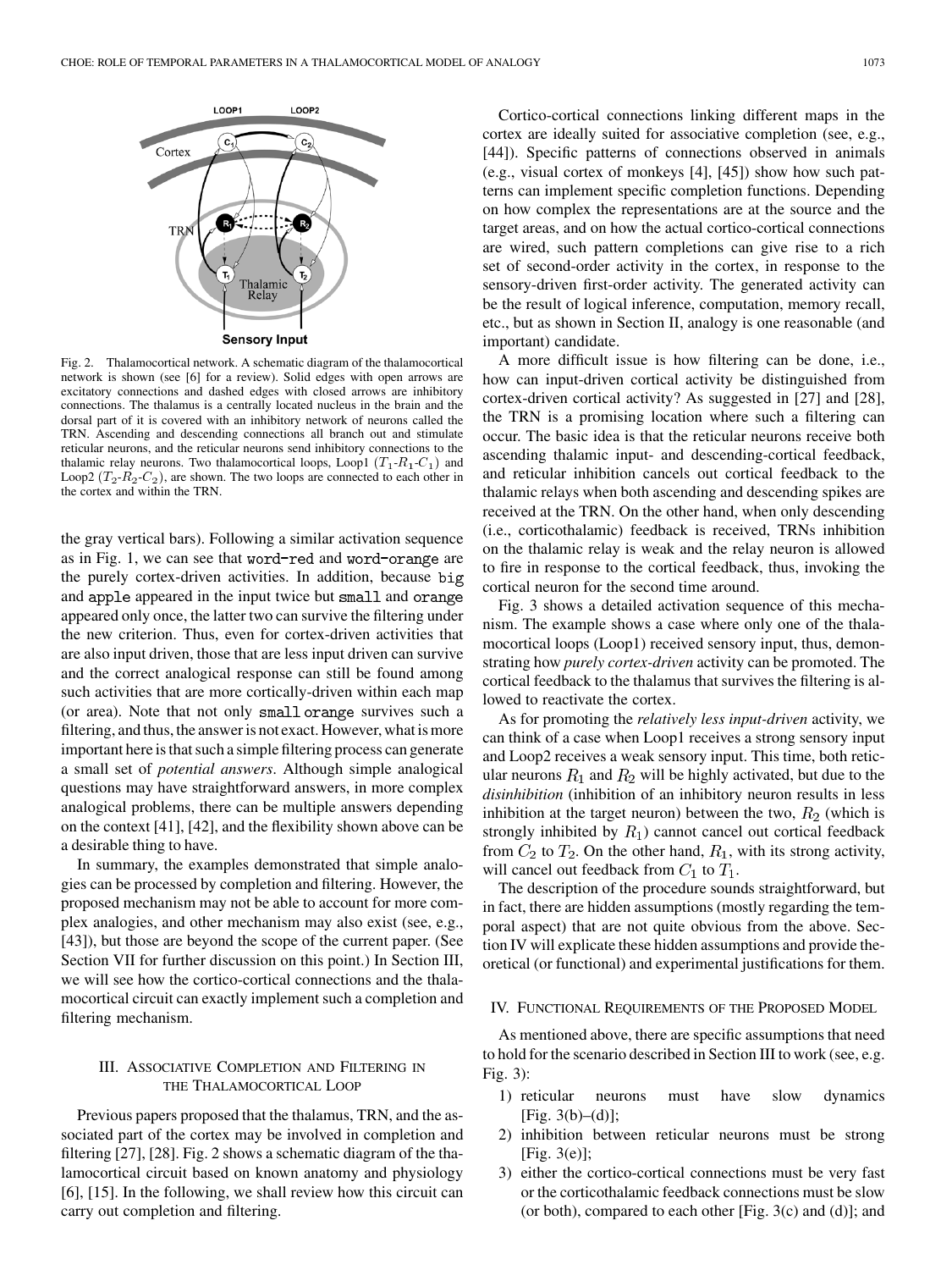Fig. 2. Thalamocortical network. A schematic diagram of the thalamocortical network is shown (see [6] for a review). Solid edges with open arrows are excitatory connections and dashed edges with closed arrows are inhibitory connections. The thalamus is a centrally located nucleus in the brain and the dorsal part of it is covered with an inhibitory network of neurons called the TRN. Ascending and descending connections all branch out and stimulate reticular neurons, and the reticular neurons send inhibitory connections to the thalamic relay neurons. Two thalamocortical loops, Loop1 ($T_1$-$R_1$-$C_1$) and Loop2 ($T_2$-$R_2$-$C_2$), are shown. The two loops are connected to each other in the cortex and within the TRN.

the gray vertical bars). Following a similar activation sequence as in Fig. 1, we can see that `word-red` and `word-orange` are the purely cortex-driven activities. In addition, because `big` and `apple` appeared in the input twice but `small` and `orange` appeared only once, the latter two can survive the filtering under the new criterion. Thus, even for cortex-driven activities that are also input driven, those that are less input driven can survive and the correct analogical response can still be found among such activities that are more cortically-driven within each map (or area). Note that not only `small orange` survives such a filtering, and thus, the answer is not exact. However, what is more important here is that such a simple filtering process can generate a small set of *potential answers*. Although simple analogical questions may have straightforward answers, in more complex analogical problems, there can be multiple answers depending on the context [41], [42], and the flexibility shown above can be a desirable thing to have.

In summary, the examples demonstrated that simple analogies can be processed by completion and filtering. However, the proposed mechanism may not be able to account for more complex analogies, and other mechanism may also exist (see, e.g., [43]), but those are beyond the scope of the current paper. (See Section VII for further discussion on this point.) In Section III, we will see how the cortico-cortical connections and the thalamocortical circuit can exactly implement such a completion and filtering mechanism.

## III. Associative Completion and Filtering in the Thalamocortical Loop

Previous papers proposed that the thalamus, TRN, and the associated part of the cortex may be involved in completion and filtering [27], [28]. Fig. 2 shows a schematic diagram of the thalamocortical circuit based on known anatomy and physiology [6], [15]. In the following, we shall review how this circuit can carry out completion and filtering.

Cortico-cortical connections linking different maps in the cortex are ideally suited for associative completion (see, e.g., [44]). Specific patterns of connections observed in animals (e.g., visual cortex of monkeys [4], [45]) show how such patterns can implement specific completion functions. Depending on how complex the representations are at the source and the target areas, and on how the actual cortico-cortical connections are wired, such pattern completions can give rise to a rich set of second-order activity in the cortex, in response to the sensory-driven first-order activity. The generated activity can be the result of logical inference, computation, memory recall, etc., but as shown in Section II, analogy is one reasonable (and important) candidate.

A more difficult issue is how filtering can be done, i.e., how can input-driven cortical activity be distinguished from cortex-driven cortical activity? As suggested in [27] and [28], the TRN is a promising location where such a filtering can occur. The basic idea is that the reticular neurons receive both ascending thalamic input- and descending-cortical feedback, and reticular inhibition cancels out cortical feedback to the thalamic relays when both ascending and descending spikes are received at the TRN. On the other hand, when only descending (i.e., corticothalamic) feedback is received, TRNs inhibition on the thalamic relay is weak and the relay neuron is allowed to fire in response to the cortical feedback, thus, invoking the cortical neuron for the second time around.

Fig. 3 shows a detailed activation sequence of this mechanism. The example shows a case where only one of the thalamocortical loops (Loop1) received sensory input, thus, demonstrating how *purely cortex-driven* activity can be promoted. The cortical feedback to the thalamus that survives the filtering is allowed to reactivate the cortex.

As for promoting the *relatively less input-driven* activity, we can think of a case when Loop1 receives a strong sensory input and Loop2 receives a weak sensory input. This time, both reticular neurons $R_1$ and $R_2$ will be highly activated, but due to the *disinhibition* (inhibition of an inhibitory neuron results in less inhibition at the target neuron) between the two, $R_2$ (which is strongly inhibited by $R_1$) cannot cancel out cortical feedback from $C_2$ to $T_2$. On the other hand, $R_1$, with its strong activity, will cancel out feedback from $C_1$ to $T_1$.

The description of the procedure sounds straightforward, but in fact, there are hidden assumptions (mostly regarding the temporal aspect) that are not quite obvious from the above. Section IV will explicate these hidden assumptions and provide theoretical (or functional) and experimental justifications for them.

## IV. Functional Requirements of the Proposed Model

As mentioned above, there are specific assumptions that need to hold for the scenario described in Section III to work (see, e.g. Fig. 3):

1) reticular neurons must have slow dynamics [Fig. 3(b)–(d)];
2) inhibition between reticular neurons must be strong [Fig. 3(e)];
3) either the cortico-cortical connections must be very fast or the corticothalamic feedback connections must be slow (or both), compared to each other [Fig. 3(c) and (d)]; and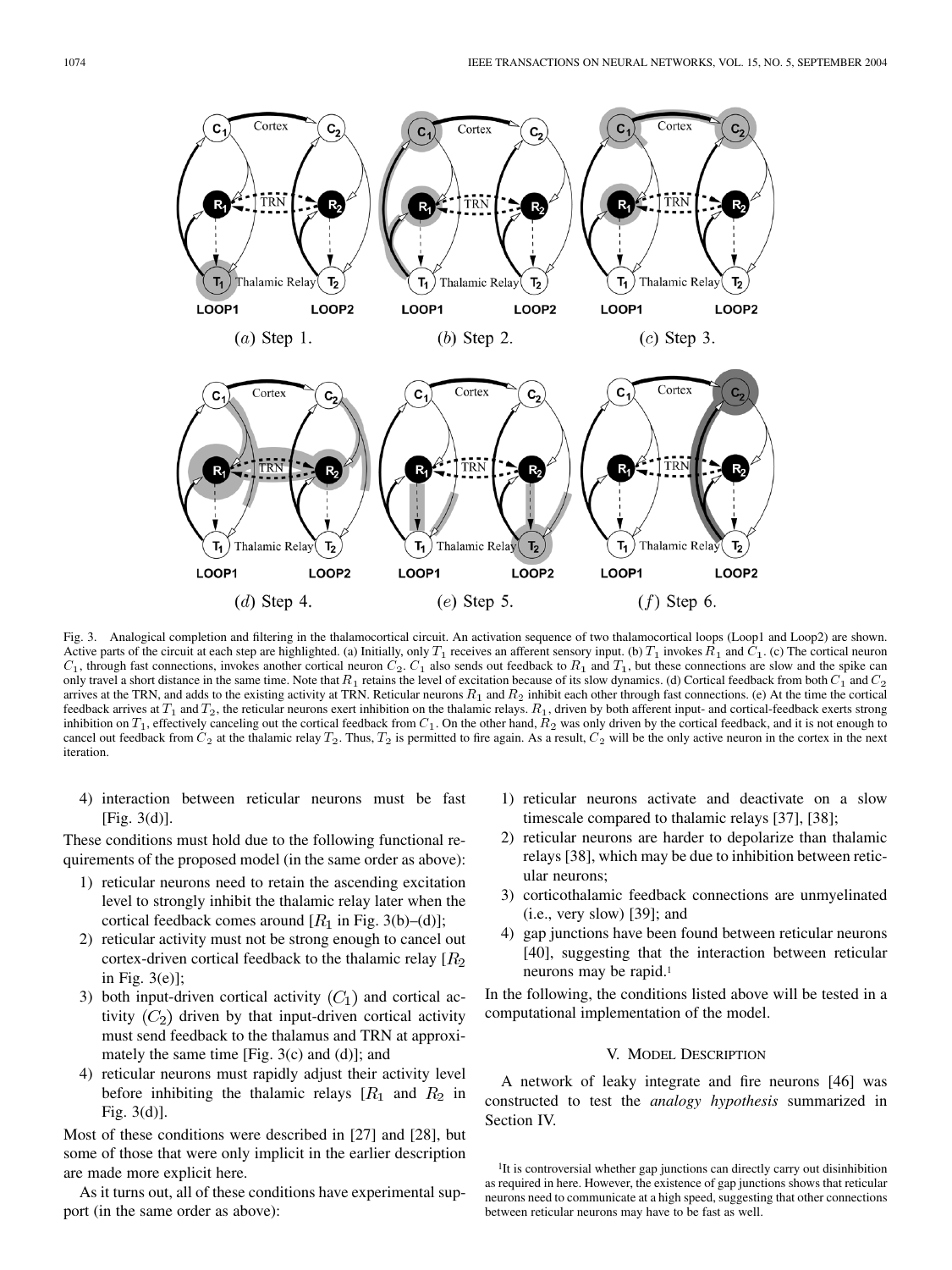Fig. 3. Analogical completion and filtering in the thalamocortical circuit. An activation sequence of two thalamocortical loops (Loop1 and Loop2) are shown. Active parts of the circuit at each step are highlighted. (a) Initially, only $T_1$ receives an afferent sensory input. (b) $T_1$ invokes $R_1$ and $C_1$. (c) The cortical neuron $C_1$, through fast connections, invokes another cortical neuron $C_2$. $C_1$ also sends out feedback to $R_1$ and $T_1$, but these connections are slow and the spike can only travel a short distance in the same time. Note that $R_1$ retains the level of excitation because of its slow dynamics. (d) Cortical feedback from both $C_1$ and $C_2$ arrives at the TRN, and adds to the existing activity at TRN. Reticular neurons $R_1$ and $R_2$ inhibit each other through fast connections. (e) At the time the cortical feedback arrives at $T_1$ and $T_2$, the reticular neurons exert inhibition on the thalamic relays. $R_1$, driven by both afferent input- and cortical-feedback exerts strong inhibition on $T_1$, effectively canceling out the cortical feedback from $C_1$. On the other hand, $R_2$ was only driven by the cortical feedback, and it is not enough to cancel out feedback from $C_2$ at the thalamic relay $T_2$. Thus, $T_2$ is permitted to fire again. As a result, $C_2$ will be the only active neuron in the cortex in the next iteration.

4) interaction between reticular neurons must be fast [Fig. 3(d)].

These conditions must hold due to the following functional requirements of the proposed model (in the same order as above):

1) reticular neurons need to retain the ascending excitation level to strongly inhibit the thalamic relay later when the cortical feedback comes around [$R_1$ in Fig. 3(b)–(d)];
2) reticular activity must not be strong enough to cancel out cortex-driven cortical feedback to the thalamic relay [$R_2$ in Fig. 3(e)];
3) both input-driven cortical activity ($C_1$) and cortical activity ($C_2$) driven by that input-driven cortical activity must send feedback to the thalamus and TRN at approximately the same time [Fig. 3(c) and (d)]; and
4) reticular neurons must rapidly adjust their activity level before inhibiting the thalamic relays [$R_1$ and $R_2$ in Fig. 3(d)].

Most of these conditions were described in [27] and [28], but some of those that were only implicit in the earlier description are made more explicit here.

As it turns out, all of these conditions have experimental support (in the same order as above):

1) reticular neurons activate and deactivate on a slow timescale compared to thalamic relays [37], [38];
2) reticular neurons are harder to depolarize than thalamic relays [38], which may be due to inhibition between reticular neurons;
3) corticothalamic feedback connections are unmyelinated (i.e., very slow) [39]; and
4) gap junctions have been found between reticular neurons [40], suggesting that the interaction between reticular neurons may be rapid.[1]

In the following, the conditions listed above will be tested in a computational implementation of the model.

## V. Model Description

A network of leaky integrate and fire neurons [46] was constructed to test the *analogy hypothesis* summarized in Section IV.

[1]It is controversial whether gap junctions can directly carry out disinhibition as required in here. However, the existence of gap junctions shows that reticular neurons need to communicate at a high speed, suggesting that other connections between reticular neurons may have to be fast as well.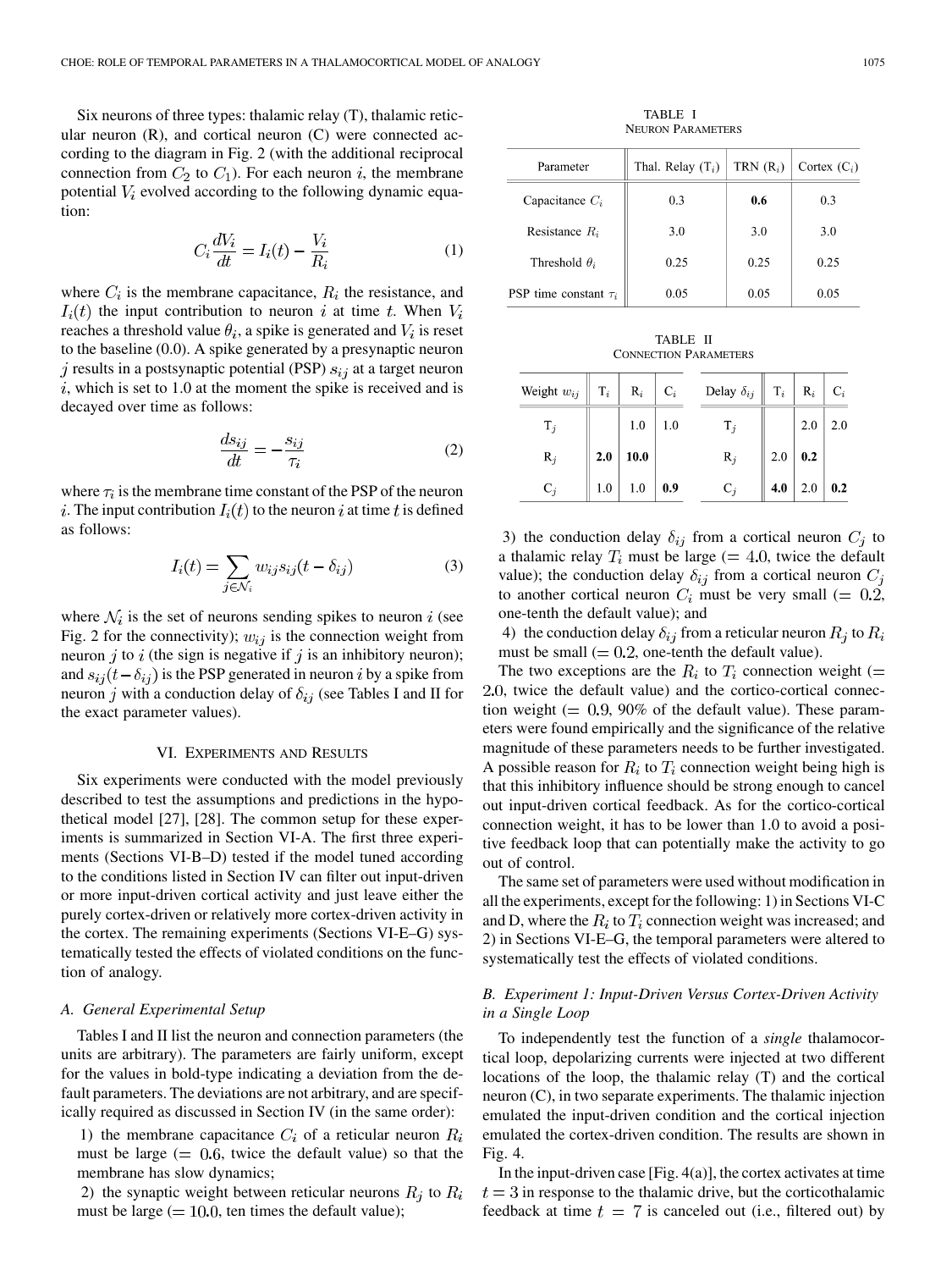Six neurons of three types: thalamic relay (T), thalamic reticular neuron (R), and cortical neuron (C) were connected according to the diagram in Fig. 2 (with the additional reciprocal connection from $C_2$ to $C_1$). For each neuron $i$, the membrane potential $V_i$ evolved according to the following dynamic equation:

$$C_i \frac{dV_i}{dt} = I_i(t) - \frac{V_i}{R_i} \tag{1}$$

where $C_i$ is the membrane capacitance, $R_i$ the resistance, and $I_i(t)$ the input contribution to neuron $i$ at time $t$. When $V_i$ reaches a threshold value $\theta_i$, a spike is generated and $V_i$ is reset to the baseline (0.0). A spike generated by a presynaptic neuron $j$ results in a postsynaptic potential (PSP) $s_{ij}$ at a target neuron $i$, which is set to 1.0 at the moment the spike is received and is decayed over time as follows:

$$\frac{ds_{ij}}{dt} = -\frac{s_{ij}}{\tau_i} \tag{2}$$

where $\tau_i$ is the membrane time constant of the PSP of the neuron $i$. The input contribution $I_i(t)$ to the neuron $i$ at time $t$ is defined as follows:

$$I_i(t) = \sum_{j \in \mathcal{N}_i} w_{ij} s_{ij}(t - \delta_{ij}) \tag{3}$$

where $\mathcal{N}_i$ is the set of neurons sending spikes to neuron $i$ (see Fig. 2 for the connectivity); $w_{ij}$ is the connection weight from neuron $j$ to $i$ (the sign is negative if $j$ is an inhibitory neuron); and $s_{ij}(t - \delta_{ij})$ is the PSP generated in neuron $i$ by a spike from neuron $j$ with a conduction delay of $\delta_{ij}$ (see Tables I and II for the exact parameter values).

## VI. Experiments and Results

Six experiments were conducted with the model previously described to test the assumptions and predictions in the hypothetical model [27], [28]. The common setup for these experiments is summarized in Section VI-A. The first three experiments (Sections VI-B–D) tested if the model tuned according to the conditions listed in Section IV can filter out input-driven or more input-driven cortical activity and just leave either the purely cortex-driven or relatively more cortex-driven activity in the cortex. The remaining experiments (Sections VI-E–G) systematically tested the effects of violated conditions on the function of analogy.

### A. General Experimental Setup

Tables I and II list the neuron and connection parameters (the units are arbitrary). The parameters are fairly uniform, except for the values in bold-type indicating a deviation from the default parameters. The deviations are not arbitrary, and are specifically required as discussed in Section IV (in the same order):

1) the membrane capacitance $C_i$ of a reticular neuron $R_i$ must be large ($= 0.6$, twice the default value) so that the membrane has slow dynamics;

2) the synaptic weight between reticular neurons $R_j$ to $R_i$ must be large ($= 10.0$, ten times the default value);

TABLE I
NEURON PARAMETERS

| Parameter | Thal. Relay ($T_i$) | TRN ($R_i$) | Cortex ($C_i$) |
|---|---|---|---|
| Capacitance $C_i$ | 0.3 | **0.6** | 0.3 |
| Resistance $R_i$ | 3.0 | 3.0 | 3.0 |
| Threshold $\theta_i$ | 0.25 | 0.25 | 0.25 |
| PSP time constant $\tau_i$ | 0.05 | 0.05 | 0.05 |

TABLE II
CONNECTION PARAMETERS

| Weight $w_{ij}$ | $T_i$ | $R_i$ | $C_i$ | Delay $\delta_{ij}$ | $T_i$ | $R_i$ | $C_i$ |
|---|---|---|---|---|---|---|---|
| $T_j$ | | 1.0 | 1.0 | $T_j$ | | 2.0 | 2.0 |
| $R_j$ | **2.0** | **10.0** | | $R_j$ | 2.0 | **0.2** | |
| $C_j$ | 1.0 | 1.0 | **0.9** | $C_j$ | **4.0** | 2.0 | **0.2** |

3) the conduction delay $\delta_{ij}$ from a cortical neuron $C_j$ to a thalamic relay $T_i$ must be large ($= 4.0$, twice the default value); the conduction delay $\delta_{ij}$ from a cortical neuron $C_j$ to another cortical neuron $C_i$ must be very small ($= 0.2$, one-tenth the default value); and

4) the conduction delay $\delta_{ij}$ from a reticular neuron $R_j$ to $R_i$ must be small ($= 0.2$, one-tenth the default value).

The two exceptions are the $R_i$ to $T_i$ connection weight ($= 2.0$, twice the default value) and the cortico-cortical connection weight ($= 0.9$, 90% of the default value). These parameters were found empirically and the significance of the relative magnitude of these parameters needs to be further investigated. A possible reason for $R_i$ to $T_i$ connection weight being high is that this inhibitory influence should be strong enough to cancel out input-driven cortical feedback. As for the cortico-cortical connection weight, it has to be lower than 1.0 to avoid a positive feedback loop that can potentially make the activity to go out of control.

The same set of parameters were used without modification in all the experiments, except for the following: 1) in Sections VI-C and D, where the $R_i$ to $T_i$ connection weight was increased; and 2) in Sections VI-E–G, the temporal parameters were altered to systematically test the effects of violated conditions.

### B. Experiment 1: Input-Driven Versus Cortex-Driven Activity in a Single Loop

To independently test the function of a *single* thalamocortical loop, depolarizing currents were injected at two different locations of the loop, the thalamic relay (T) and the cortical neuron (C), in two separate experiments. The thalamic injection emulated the input-driven condition and the cortical injection emulated the cortex-driven condition. The results are shown in Fig. 4.

In the input-driven case [Fig. 4(a)], the cortex activates at time $t = 3$ in response to the thalamic drive, but the corticothalamic feedback at time $t = 7$ is canceled out (i.e., filtered out) by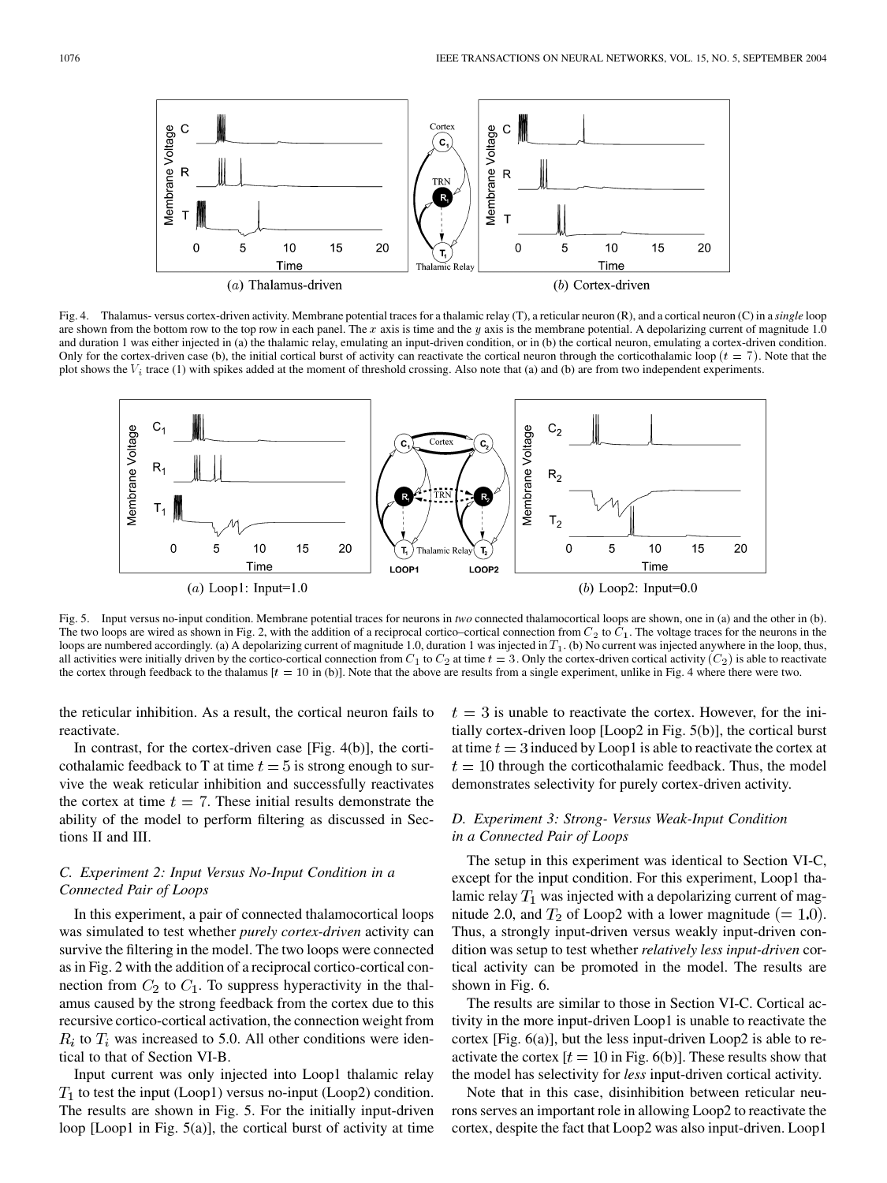Fig. 4. Thalamus- versus cortex-driven activity. Membrane potential traces for a thalamic relay (T), a reticular neuron (R), and a cortical neuron (C) in a *single* loop are shown from the bottom row to the top row in each panel. The $x$ axis is time and the $y$ axis is the membrane potential. A depolarizing current of magnitude 1.0 and duration 1 was either injected in (a) the thalamic relay, emulating an input-driven condition, or in (b) the cortical neuron, emulating a cortex-driven condition. Only for the cortex-driven case (b), the initial cortical burst of activity can reactivate the cortical neuron through the corticothalamic loop ($t = 7$). Note that the plot shows the $V_i$ trace (1) with spikes added at the moment of threshold crossing. Also note that (a) and (b) are from two independent experiments.

Fig. 5. Input versus no-input condition. Membrane potential traces for neurons in *two* connected thalamocortical loops are shown, one in (a) and the other in (b). The two loops are wired as shown in Fig. 2, with the addition of a reciprocal cortico–cortical connection from $C_2$ to $C_1$. The voltage traces for the neurons in the loops are numbered accordingly. (a) A depolarizing current of magnitude 1.0, duration 1 was injected in $T_1$. (b) No current was injected anywhere in the loop, thus, all activities were initially driven by the cortico-cortical connection from $C_1$ to $C_2$ at time $t = 3$. Only the cortex-driven cortical activity ($C_2$) is able to reactivate the cortex through feedback to the thalamus [$t = 10$ in (b)]. Note that the above are results from a single experiment, unlike in Fig. 4 where there were two.

the reticular inhibition. As a result, the cortical neuron fails to reactivate.

In contrast, for the cortex-driven case [Fig. 4(b)], the corticothalamic feedback to T at time $t = 5$ is strong enough to survive the weak reticular inhibition and successfully reactivates the cortex at time $t = 7$. These initial results demonstrate the ability of the model to perform filtering as discussed in Sections II and III.

### C. Experiment 2: Input Versus No-Input Condition in a Connected Pair of Loops

In this experiment, a pair of connected thalamocortical loops was simulated to test whether *purely cortex-driven* activity can survive the filtering in the model. The two loops were connected as in Fig. 2 with the addition of a reciprocal cortico-cortical connection from $C_2$ to $C_1$. To suppress hyperactivity in the thalamus caused by the strong feedback from the cortex due to this recursive cortico-cortical activation, the connection weight from $R_i$ to $T_i$ was increased to 5.0. All other conditions were identical to that of Section VI-B.

Input current was only injected into Loop1 thalamic relay $T_1$ to test the input (Loop1) versus no-input (Loop2) condition. The results are shown in Fig. 5. For the initially input-driven loop [Loop1 in Fig. 5(a)], the cortical burst of activity at time $t = 3$ is unable to reactivate the cortex. However, for the initially cortex-driven loop [Loop2 in Fig. 5(b)], the cortical burst at time $t = 3$ induced by Loop1 is able to reactivate the cortex at $t = 10$ through the corticothalamic feedback. Thus, the model demonstrates selectivity for purely cortex-driven activity.

### D. Experiment 3: Strong- Versus Weak-Input Condition in a Connected Pair of Loops

The setup in this experiment was identical to Section VI-C, except for the input condition. For this experiment, Loop1 thalamic relay $T_1$ was injected with a depolarizing current of magnitude 2.0, and $T_2$ of Loop2 with a lower magnitude ($= 1.0$). Thus, a strongly input-driven versus weakly input-driven condition was setup to test whether *relatively less input-driven* cortical activity can be promoted in the model. The results are shown in Fig. 6.

The results are similar to those in Section VI-C. Cortical activity in the more input-driven Loop1 is unable to reactivate the cortex [Fig. 6(a)], but the less input-driven Loop2 is able to reactivate the cortex [$t = 10$ in Fig. 6(b)]. These results show that the model has selectivity for *less* input-driven cortical activity.

Note that in this case, disinhibition between reticular neurons serves an important role in allowing Loop2 to reactivate the cortex, despite the fact that Loop2 was also input-driven. Loop1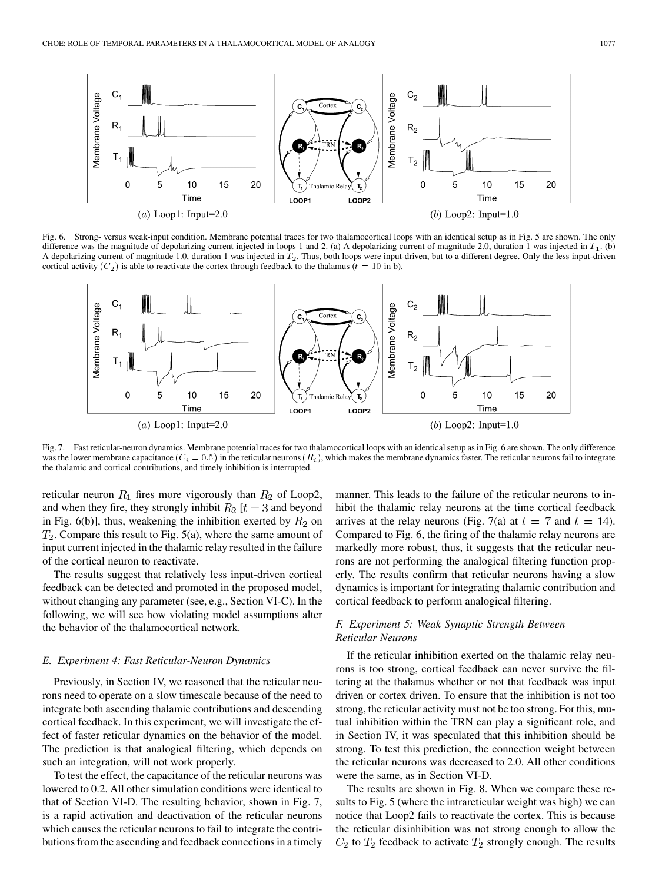Fig. 6. Strong- versus weak-input condition. Membrane potential traces for two thalamocortical loops with an identical setup as in Fig. 5 are shown. The only difference was the magnitude of depolarizing current injected in loops 1 and 2. (a) A depolarizing current of magnitude 2.0, duration 1 was injected in $T_1$. (b) A depolarizing current of magnitude 1.0, duration 1 was injected in $T_2$. Thus, both loops were input-driven, but to a different degree. Only the less input-driven cortical activity ($C_2$) is able to reactivate the cortex through feedback to the thalamus ($t = 10$ in b).

Fig. 7. Fast reticular-neuron dynamics. Membrane potential traces for two thalamocortical loops with an identical setup as in Fig. 6 are shown. The only difference was the lower membrane capacitance ($C_i = 0.5$) in the reticular neurons ($R_i$), which makes the membrane dynamics faster. The reticular neurons fail to integrate the thalamic and cortical contributions, and timely inhibition is interrupted.

reticular neuron $R_1$ fires more vigorously than $R_2$ of Loop2, and when they fire, they strongly inhibit $R_2$ [$t = 3$ and beyond in Fig. 6(b)], thus, weakening the inhibition exerted by $R_2$ on $T_2$. Compare this result to Fig. 5(a), where the same amount of input current injected in the thalamic relay resulted in the failure of the cortical neuron to reactivate.

The results suggest that relatively less input-driven cortical feedback can be detected and promoted in the proposed model, without changing any parameter (see, e.g., Section VI-C). In the following, we will see how violating model assumptions alter the behavior of the thalamocortical network.

### E. Experiment 4: Fast Reticular-Neuron Dynamics

Previously, in Section IV, we reasoned that the reticular neurons need to operate on a slow timescale because of the need to integrate both ascending thalamic contributions and descending cortical feedback. In this experiment, we will investigate the effect of faster reticular dynamics on the behavior of the model. The prediction is that analogical filtering, which depends on such an integration, will not work properly.

To test the effect, the capacitance of the reticular neurons was lowered to 0.2. All other simulation conditions were identical to that of Section VI-D. The resulting behavior, shown in Fig. 7, is a rapid activation and deactivation of the reticular neurons which causes the reticular neurons to fail to integrate the contributions from the ascending and feedback connections in a timely manner. This leads to the failure of the reticular neurons to inhibit the thalamic relay neurons at the time cortical feedback arrives at the relay neurons (Fig. 7(a) at $t = 7$ and $t = 14$). Compared to Fig. 6, the firing of the thalamic relay neurons are markedly more robust, thus, it suggests that the reticular neurons are not performing the analogical filtering function properly. The results confirm that reticular neurons having a slow dynamics is important for integrating thalamic contribution and cortical feedback to perform analogical filtering.

### F. Experiment 5: Weak Synaptic Strength Between Reticular Neurons

If the reticular inhibition exerted on the thalamic relay neurons is too strong, cortical feedback can never survive the filtering at the thalamus whether or not that feedback was input driven or cortex driven. To ensure that the inhibition is not too strong, the reticular activity must not be too strong. For this, mutual inhibition within the TRN can play a significant role, and in Section IV, it was speculated that this inhibition should be strong. To test this prediction, the connection weight between the reticular neurons was decreased to 2.0. All other conditions were the same, as in Section VI-D.

The results are shown in Fig. 8. When we compare these results to Fig. 5 (where the intrareticular weight was high) we can notice that Loop2 fails to reactivate the cortex. This is because the reticular disinhibition was not strong enough to allow the $C_2$ to $T_2$ feedback to activate $T_2$ strongly enough. The results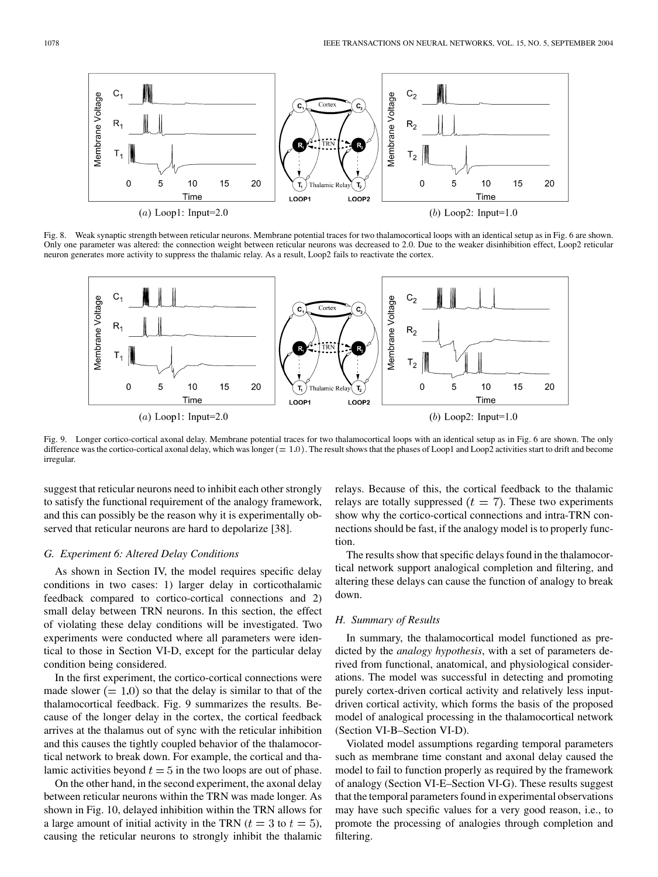(a) Loop1: Input=2.0

(b) Loop2: Input=1.0

Fig. 8. Weak synaptic strength between reticular neurons. Membrane potential traces for two thalamocortical loops with an identical setup as in Fig. 6 are shown. Only one parameter was altered: the connection weight between reticular neurons was decreased to 2.0. Due to the weaker disinhibition effect, Loop2 reticular neuron generates more activity to suppress the thalamic relay. As a result, Loop2 fails to reactivate the cortex.

(a) Loop1: Input=2.0

(b) Loop2: Input=1.0

Fig. 9. Longer cortico-cortical axonal delay. Membrane potential traces for two thalamocortical loops with an identical setup as in Fig. 6 are shown. The only difference was the cortico-cortical axonal delay, which was longer $(= 1.0)$. The result shows that the phases of Loop1 and Loop2 activities start to drift and become irregular.

suggest that reticular neurons need to inhibit each other strongly to satisfy the functional requirement of the analogy framework, and this can possibly be the reason why it is experimentally observed that reticular neurons are hard to depolarize [38].

### G. Experiment 6: Altered Delay Conditions

As shown in Section IV, the model requires specific delay conditions in two cases: 1) larger delay in corticothalamic feedback compared to cortico-cortical connections and 2) small delay between TRN neurons. In this section, the effect of violating these delay conditions will be investigated. Two experiments were conducted where all parameters were identical to those in Section VI-D, except for the particular delay condition being considered.

In the first experiment, the cortico-cortical connections were made slower $(= 1.0)$ so that the delay is similar to that of the thalamocortical feedback. Fig. 9 summarizes the results. Because of the longer delay in the cortex, the cortical feedback arrives at the thalamus out of sync with the reticular inhibition and this causes the tightly coupled behavior of the thalamocortical network to break down. For example, the cortical and thalamic activities beyond $t = 5$ in the two loops are out of phase.

On the other hand, in the second experiment, the axonal delay between reticular neurons within the TRN was made longer. As shown in Fig. 10, delayed inhibition within the TRN allows for a large amount of initial activity in the TRN ($t = 3$ to $t = 5$), causing the reticular neurons to strongly inhibit the thalamic relays. Because of this, the cortical feedback to the thalamic relays are totally suppressed $(t = 7)$. These two experiments show why the cortico-cortical connections and intra-TRN connections should be fast, if the analogy model is to properly function.

The results show that specific delays found in the thalamocortical network support analogical completion and filtering, and altering these delays can cause the function of analogy to break down.

### H. Summary of Results

In summary, the thalamocortical model functioned as predicted by the *analogy hypothesis*, with a set of parameters derived from functional, anatomical, and physiological considerations. The model was successful in detecting and promoting purely cortex-driven cortical activity and relatively less input-driven cortical activity, which forms the basis of the proposed model of analogical processing in the thalamocortical network (Section VI-B–Section VI-D).

Violated model assumptions regarding temporal parameters such as membrane time constant and axonal delay caused the model to fail to function properly as required by the framework of analogy (Section VI-E–Section VI-G). These results suggest that the temporal parameters found in experimental observations may have such specific values for a very good reason, i.e., to promote the processing of analogies through completion and filtering.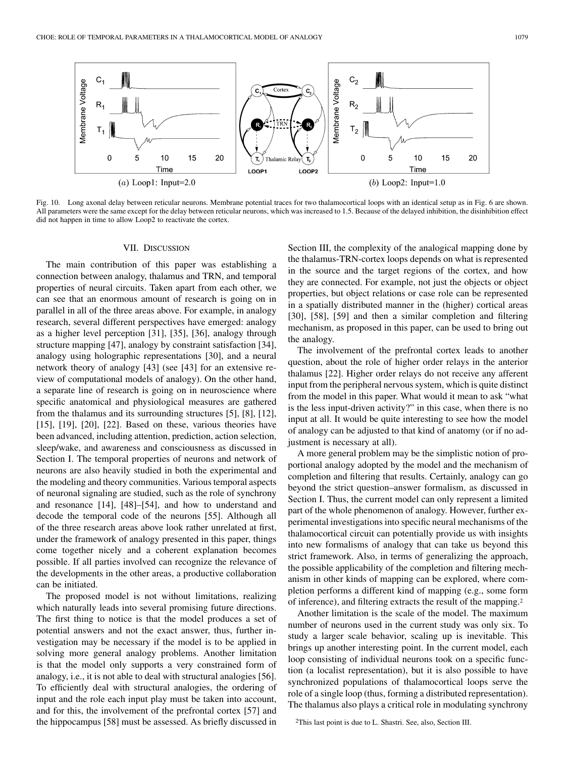(a) Loop1: Input=2.0

(b) Loop2: Input=1.0

Fig. 10. Long axonal delay between reticular neurons. Membrane potential traces for two thalamocortical loops with an identical setup as in Fig. 6 are shown. All parameters were the same except for the delay between reticular neurons, which was increased to 1.5. Because of the delayed inhibition, the disinhibition effect did not happen in time to allow Loop2 to reactivate the cortex.

## VII. Discussion

The main contribution of this paper was establishing a connection between analogy, thalamus and TRN, and temporal properties of neural circuits. Taken apart from each other, we can see that an enormous amount of research is going on in parallel in all of the three areas above. For example, in analogy research, several different perspectives have emerged: analogy as a higher level perception [31], [35], [36], analogy through structure mapping [47], analogy by constraint satisfaction [34], analogy using holographic representations [30], and a neural network theory of analogy [43] (see [43] for an extensive review of computational models of analogy). On the other hand, a separate line of research is going on in neuroscience where specific anatomical and physiological measures are gathered from the thalamus and its surrounding structures [5], [8], [12], [15], [19], [20], [22]. Based on these, various theories have been advanced, including attention, prediction, action selection, sleep/wake, and awareness and consciousness as discussed in Section I. The temporal properties of neurons and network of neurons are also heavily studied in both the experimental and the modeling and theory communities. Various temporal aspects of neuronal signaling are studied, such as the role of synchrony and resonance [14], [48]–[54], and how to understand and decode the temporal code of the neurons [55]. Although all of the three research areas above look rather unrelated at first, under the framework of analogy presented in this paper, things come together nicely and a coherent explanation becomes possible. If all parties involved can recognize the relevance of the developments in the other areas, a productive collaboration can be initiated.

The proposed model is not without limitations, realizing which naturally leads into several promising future directions. The first thing to notice is that the model produces a set of potential answers and not the exact answer, thus, further investigation may be necessary if the model is to be applied in solving more general analogy problems. Another limitation is that the model only supports a very constrained form of analogy, i.e., it is not able to deal with structural analogies [56]. To efficiently deal with structural analogies, the ordering of input and the role each input play must be taken into account, and for this, the involvement of the prefrontal cortex [57] and the hippocampus [58] must be assessed. As briefly discussed in Section III, the complexity of the analogical mapping done by the thalamus-TRN-cortex loops depends on what is represented in the source and the target regions of the cortex, and how they are connected. For example, not just the objects or object properties, but object relations or case role can be represented in a spatially distributed manner in the (higher) cortical areas [30], [58], [59] and then a similar completion and filtering mechanism, as proposed in this paper, can be used to bring out the analogy.

The involvement of the prefrontal cortex leads to another question, about the role of higher order relays in the anterior thalamus [22]. Higher order relays do not receive any afferent input from the peripheral nervous system, which is quite distinct from the model in this paper. What would it mean to ask "what is the less input-driven activity?" in this case, when there is no input at all. It would be quite interesting to see how the model of analogy can be adjusted to that kind of anatomy (or if no adjustment is necessary at all).

A more general problem may be the simplistic notion of proportional analogy adopted by the model and the mechanism of completion and filtering that results. Certainly, analogy can go beyond the strict question–answer formalism, as discussed in Section I. Thus, the current model can only represent a limited part of the whole phenomenon of analogy. However, further experimental investigations into specific neural mechanisms of the thalamocortical circuit can potentially provide us with insights into new formalisms of analogy that can take us beyond this strict framework. Also, in terms of generalizing the approach, the possible applicability of the completion and filtering mechanism in other kinds of mapping can be explored, where completion performs a different kind of mapping (e.g., some form of inference), and filtering extracts the result of the mapping.[2]

Another limitation is the scale of the model. The maximum number of neurons used in the current study was only six. To study a larger scale behavior, scaling up is inevitable. This brings up another interesting point. In the current model, each loop consisting of individual neurons took on a specific function (a localist representation), but it is also possible to have synchronized populations of thalamocortical loops serve the role of a single loop (thus, forming a distributed representation). The thalamus also plays a critical role in modulating synchrony

[2] This last point is due to L. Shastri. See, also, Section III.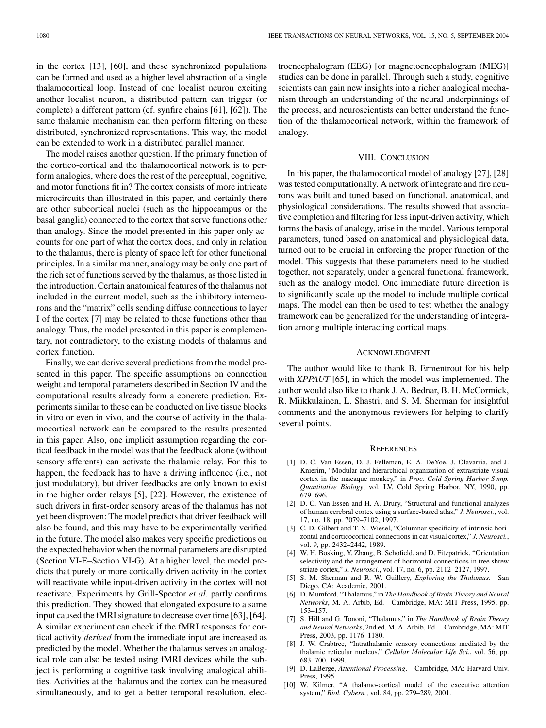in the cortex [13], [60], and these synchronized populations can be formed and used as a higher level abstraction of a single thalamocortical loop. Instead of one localist neuron exciting another localist neuron, a distributed pattern can trigger (or complete) a different pattern (cf. synfire chains [61], [62]). The same thalamic mechanism can then perform filtering on these distributed, synchronized representations. This way, the model can be extended to work in a distributed parallel manner.

The model raises another question. If the primary function of the cortico-cortical and the thalamocortical network is to perform analogies, where does the rest of the perceptual, cognitive, and motor functions fit in? The cortex consists of more intricate microcircuits than illustrated in this paper, and certainly there are other subcortical nuclei (such as the hippocampus or the basal ganglia) connected to the cortex that serve functions other than analogy. Since the model presented in this paper only accounts for one part of what the cortex does, and only in relation to the thalamus, there is plenty of space left for other functional principles. In a similar manner, analogy may be only one part of the rich set of functions served by the thalamus, as those listed in the introduction. Certain anatomical features of the thalamus not included in the current model, such as the inhibitory interneurons and the "matrix" cells sending diffuse connections to layer I of the cortex [7] may be related to these functions other than analogy. Thus, the model presented in this paper is complementary, not contradictory, to the existing models of thalamus and cortex function.

Finally, we can derive several predictions from the model presented in this paper. The specific assumptions on connection weight and temporal parameters described in Section IV and the computational results already form a concrete prediction. Experiments similar to these can be conducted on live tissue blocks in vitro or even in vivo, and the course of activity in the thalamocortical network can be compared to the results presented in this paper. Also, one implicit assumption regarding the cortical feedback in the model was that the feedback alone (without sensory afferents) can activate the thalamic relay. For this to happen, the feedback has to have a driving influence (i.e., not just modulatory), but driver feedbacks are only known to exist in the higher order relays [5], [22]. However, the existence of such drivers in first-order sensory areas of the thalamus has not yet been disproven: The model predicts that driver feedback will also be found, and this may have to be experimentally verified in the future. The model also makes very specific predictions on the expected behavior when the normal parameters are disrupted (Section VI-E–Section VI-G). At a higher level, the model predicts that purely or more cortically driven activity in the cortex will reactivate while input-driven activity in the cortex will not reactivate. Experiments by Grill-Spector *et al.* partly confirms this prediction. They showed that elongated exposure to a same input caused the fMRI signature to decrease over time [63], [64]. A similar experiment can check if the fMRI responses for cortical activity *derived* from the immediate input are increased as predicted by the model. Whether the thalamus serves an analogical role can also be tested using fMRI devices while the subject is performing a cognitive task involving analogical abilities. Activities at the thalamus and the cortex can be measured simultaneously, and to get a better temporal resolution, electroencephalogram (EEG) [or magnetoencephalogram (MEG)] studies can be done in parallel. Through such a study, cognitive scientists can gain new insights into a richer analogical mechanism through an understanding of the neural underpinnings of the process, and neuroscientists can better understand the function of the thalamocortical network, within the framework of analogy.

## VIII. Conclusion

In this paper, the thalamocortical model of analogy [27], [28] was tested computationally. A network of integrate and fire neurons was built and tuned based on functional, anatomical, and physiological considerations. The results showed that associative completion and filtering for less input-driven activity, which forms the basis of analogy, arise in the model. Various temporal parameters, tuned based on anatomical and physiological data, turned out to be crucial in enforcing the proper function of the model. This suggests that these parameters need to be studied together, not separately, under a general functional framework, such as the analogy model. One immediate future direction is to significantly scale up the model to include multiple cortical maps. The model can then be used to test whether the analogy framework can be generalized for the understanding of integration among multiple interacting cortical maps.

## Acknowledgment

The author would like to thank B. Ermentrout for his help with *XPPAUT* [65], in which the model was implemented. The author would also like to thank J. A. Bednar, B. H. McCormick, R. Miikkulainen, L. Shastri, and S. M. Sherman for insightful comments and the anonymous reviewers for helping to clarify several points.

## References

[1] D. C. Van Essen, D. J. Felleman, E. A. DeYoe, J. Olavarria, and J. Knierim, "Modular and hierarchical organization of extrastriate visual cortex in the macaque monkey," in *Proc. Cold Spring Harbor Symp. Quantitative Biology*, vol. LV, Cold Spring Harbor, NY, 1990, pp. 679–696.

[2] D. C. Van Essen and H. A. Drury, "Structural and functional analyzes of human cerebral cortex using a surface-based atlas," *J. Neurosci.*, vol. 17, no. 18, pp. 7079–7102, 1997.

[3] C. D. Gilbert and T. N. Wiesel, "Columnar specificity of intrinsic horizontal and corticocortical connections in cat visual cortex," *J. Neurosci.*, vol. 9, pp. 2432–2442, 1989.

[4] W. H. Bosking, Y. Zhang, B. Schofield, and D. Fitzpatrick, "Orientation selectivity and the arrangement of horizontal connections in tree shrew striate cortex," *J. Neurosci.*, vol. 17, no. 6, pp. 2112–2127, 1997.

[5] S. M. Sherman and R. W. Guillery, *Exploring the Thalamus*. San Diego, CA: Academic, 2001.

[6] D. Mumford, "Thalamus," in *The Handbook of Brain Theory and Neural Networks*, M. A. Arbib, Ed. Cambridge, MA: MIT Press, 1995, pp. 153–157.

[7] S. Hill and G. Tononi, "Thalamus," in *The Handbook of Brain Theory and Neural Networks*, 2nd ed, M. A. Arbib, Ed. Cambridge, MA: MIT Press, 2003, pp. 1176–1180.

[8] J. W. Crabtree, "Intrathalamic sensory connections mediated by the thalamic reticular nucleus," *Cellular Molecular Life Sci.*, vol. 56, pp. 683–700, 1999.

[9] D. LaBerge, *Attentional Processing*. Cambridge, MA: Harvard Univ. Press, 1995.

[10] W. Kilmer, "A thalamo-cortical model of the executive attention system," *Biol. Cybern.*, vol. 84, pp. 279–289, 2001.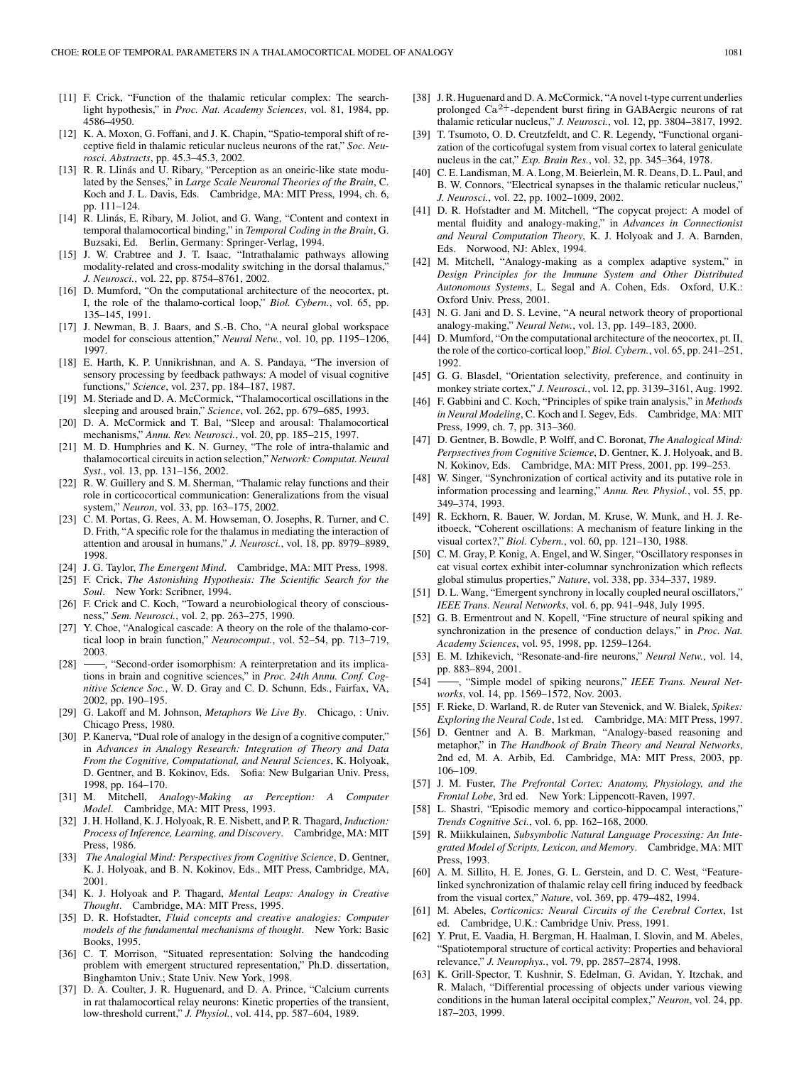[11] F. Crick, "Function of the thalamic reticular complex: The searchlight hypothesis," in *Proc. Nat. Academy Sciences*, vol. 81, 1984, pp. 4586–4950.

[12] K. A. Moxon, G. Foffani, and J. K. Chapin, "Spatio-temporal shift of receptive field in thalamic reticular nucleus neurons of the rat," *Soc. Neurosci. Abstracts*, pp. 45.3–45.3, 2002.

[13] R. R. Llinás and U. Ribary, "Perception as an oneiric-like state modulated by the Senses," in *Large Scale Neuronal Theories of the Brain*, C. Koch and J. L. Davis, Eds. Cambridge, MA: MIT Press, 1994, ch. 6, pp. 111–124.

[14] R. Llinás, E. Ribary, M. Joliot, and G. Wang, "Content and context in temporal thalamocortical binding," in *Temporal Coding in the Brain*, G. Buzsaki, Ed. Berlin, Germany: Springer-Verlag, 1994.

[15] J. W. Crabtree and J. T. Isaac, "Intrathalamic pathways allowing modality-related and cross-modality switching in the dorsal thalamus," *J. Neurosci.*, vol. 22, pp. 8754–8761, 2002.

[16] D. Mumford, "On the computational architecture of the neocortex, pt. I, the role of the thalamo-cortical loop," *Biol. Cybern.*, vol. 65, pp. 135–145, 1991.

[17] J. Newman, B. J. Baars, and S.-B. Cho, "A neural global workspace model for conscious attention," *Neural Netw.*, vol. 10, pp. 1195–1206, 1997.

[18] E. Harth, K. P. Unnikrishnan, and A. S. Pandaya, "The inversion of sensory processing by feedback pathways: A model of visual cognitive functions," *Science*, vol. 237, pp. 184–187, 1987.

[19] M. Steriade and D. A. McCormick, "Thalamocortical oscillations in the sleeping and aroused brain," *Science*, vol. 262, pp. 679–685, 1993.

[20] D. A. McCormick and T. Bal, "Sleep and arousal: Thalamocortical mechanisms," *Annu. Rev. Neurosci.*, vol. 20, pp. 185–215, 1997.

[21] M. D. Humphries and K. N. Gurney, "The role of intra-thalamic and thalamocortical circuits in action selection," *Network: Computat. Neural Syst.*, vol. 13, pp. 131–156, 2002.

[22] R. W. Guillery and S. M. Sherman, "Thalamic relay functions and their role in corticocortical communication: Generalizations from the visual system," *Neuron*, vol. 33, pp. 163–175, 2002.

[23] C. M. Portas, G. Rees, A. M. Howseman, O. Josephs, R. Turner, and C. D. Frith, "A specific role for the thalamus in mediating the interaction of attention and arousal in humans," *J. Neurosci.*, vol. 18, pp. 8979–8989, 1998.

[24] J. G. Taylor, *The Emergent Mind*. Cambridge, MA: MIT Press, 1998.

[25] F. Crick, *The Astonishing Hypothesis: The Scientific Search for the Soul*. New York: Scribner, 1994.

[26] F. Crick and C. Koch, "Toward a neurobiological theory of consciousness," *Sem. Neurosci.*, vol. 2, pp. 263–275, 1990.

[27] Y. Choe, "Analogical cascade: A theory on the role of the thalamo-cortical loop in brain function," *Neurocomput.*, vol. 52–54, pp. 713–719, 2003.

[28] ——, "Second-order isomorphism: A reinterpretation and its implications in brain and cognitive sciences," in *Proc. 24th Annu. Conf. Cognitive Science Soc.*, W. D. Gray and C. D. Schunn, Eds., Fairfax, VA, 2002, pp. 190–195.

[29] G. Lakoff and M. Johnson, *Metaphors We Live By*. Chicago, : Univ. Chicago Press, 1980.

[30] P. Kanerva, "Dual role of analogy in the design of a cognitive computer," in *Advances in Analogy Research: Integration of Theory and Data From the Cognitive, Computational, and Neural Sciences*, K. Holyoak, D. Gentner, and B. Kokinov, Eds. Sofia: New Bulgarian Univ. Press, 1998, pp. 164–170.

[31] M. Mitchell, *Analogy-Making as Perception: A Computer Model*. Cambridge, MA: MIT Press, 1993.

[32] J. H. Holland, K. J. Holyoak, R. E. Nisbett, and P. R. Thagard, *Induction: Process of Inference, Learning, and Discovery*. Cambridge, MA: MIT Press, 1986.

[33] *The Analogial Mind: Perspectives from Cognitive Science*, D. Gentner, K. J. Holyoak, and B. N. Kokinov, Eds., MIT Press, Cambridge, MA, 2001.

[34] K. J. Holyoak and P. Thagard, *Mental Leaps: Analogy in Creative Thought*. Cambridge, MA: MIT Press, 1995.

[35] D. R. Hofstadter, *Fluid concepts and creative analogies: Computer models of the fundamental mechanisms of thought*. New York: Basic Books, 1995.

[36] C. T. Morrison, "Situated representation: Solving the handcoding problem with emergent structured representation," Ph.D. dissertation, Binghamton Univ.; State Univ. New York, 1998.

[37] D. A. Coulter, J. R. Huguenard, and D. A. Prince, "Calcium currents in rat thalamocortical relay neurons: Kinetic properties of the transient, low-threshold current," *J. Physiol.*, vol. 414, pp. 587–604, 1989.

[38] J. R. Huguenard and D. A. McCormick, "A novel t-type current underlies prolonged $Ca^{2+}$-dependent burst firing in GABAergic neurons of rat thalamic reticular nucleus," *J. Neurosci.*, vol. 12, pp. 3804–3817, 1992.

[39] T. Tsumoto, O. D. Creutzfeldt, and C. R. Legendy, "Functional organization of the corticofugal system from visual cortex to lateral geniculate nucleus in the cat," *Exp. Brain Res.*, vol. 32, pp. 345–364, 1978.

[40] C. E. Landisman, M. A. Long, M. Beierlein, M. R. Deans, D. L. Paul, and B. W. Connors, "Electrical synapses in the thalamic reticular nucleus," *J. Neurosci.*, vol. 22, pp. 1002–1009, 2002.

[41] D. R. Hofstadter and M. Mitchell, "The copycat project: A model of mental fluidity and analogy-making," in *Advances in Connectionist and Neural Computation Theory*, K. J. Holyoak and J. A. Barnden, Eds. Norwood, NJ: Ablex, 1994.

[42] M. Mitchell, "Analogy-making as a complex adaptive system," in *Design Principles for the Immune System and Other Distributed Autonomous Systems*, L. Segal and A. Cohen, Eds. Oxford, U.K.: Oxford Univ. Press, 2001.

[43] N. G. Jani and D. S. Levine, "A neural network theory of proportional analogy-making," *Neural Netw.*, vol. 13, pp. 149–183, 2000.

[44] D. Mumford, "On the computational architecture of the neocortex, pt. II, the role of the cortico-cortical loop," *Biol. Cybern.*, vol. 65, pp. 241–251, 1992.

[45] G. G. Blasdel, "Orientation selectivity, preference, and continuity in monkey striate cortex," *J. Neurosci.*, vol. 12, pp. 3139–3161, Aug. 1992.

[46] F. Gabbini and C. Koch, "Principles of spike train analysis," in *Methods in Neural Modeling*, C. Koch and I. Segev, Eds. Cambridge, MA: MIT Press, 1999, ch. 7, pp. 313–360.

[47] D. Gentner, B. Bowdle, P. Wolff, and C. Boronat, *The Analogical Mind: Perpsectives from Cognitive Sciemce*, D. Gentner, K. J. Holyoak, and B. N. Kokinov, Eds. Cambridge, MA: MIT Press, 2001, pp. 199–253.

[48] W. Singer, "Synchronization of cortical activity and its putative role in information processing and learning," *Annu. Rev. Physiol.*, vol. 55, pp. 349–374, 1993.

[49] R. Eckhorn, R. Bauer, W. Jordan, M. Kruse, W. Munk, and H. J. Reitboeck, "Coherent oscillations: A mechanism of feature linking in the visual cortex?," *Biol. Cybern.*, vol. 60, pp. 121–130, 1988.

[50] C. M. Gray, P. Konig, A. Engel, and W. Singer, "Oscillatory responses in cat visual cortex exhibit inter-columnar synchronization which reflects global stimulus properties," *Nature*, vol. 338, pp. 334–337, 1989.

[51] D. L. Wang, "Emergent synchrony in locally coupled neural oscillators," *IEEE Trans. Neural Networks*, vol. 6, pp. 941–948, July 1995.

[52] G. B. Ermentrout and N. Kopell, "Fine structure of neural spiking and synchronization in the presence of conduction delays," in *Proc. Nat. Academy Sciences*, vol. 95, 1998, pp. 1259–1264.

[53] E. M. Izhikevich, "Resonate-and-fire neurons," *Neural Netw.*, vol. 14, pp. 883–894, 2001.

[54] ——, "Simple model of spiking neurons," *IEEE Trans. Neural Networks*, vol. 14, pp. 1569–1572, Nov. 2003.

[55] F. Rieke, D. Warland, R. de Ruter van Stevenick, and W. Bialek, *Spikes: Exploring the Neural Code*, 1st ed. Cambridge, MA: MIT Press, 1997.

[56] D. Gentner and A. B. Markman, "Analogy-based reasoning and metaphor," in *The Handbook of Brain Theory and Neural Networks*, 2nd ed, M. A. Arbib, Ed. Cambridge, MA: MIT Press, 2003, pp. 106–109.

[57] J. M. Fuster, *The Prefrontal Cortex: Anatomy, Physiology, and the Frontal Lobe*, 3rd ed. New York: Lippencott-Raven, 1997.

[58] L. Shastri, "Episodic memory and cortico-hippocampal interactions," *Trends Cognitive Sci.*, vol. 6, pp. 162–168, 2000.

[59] R. Miikkulainen, *Subsymbolic Natural Language Processing: An Integrated Model of Scripts, Lexicon, and Memory*. Cambridge, MA: MIT Press, 1993.

[60] A. M. Sillito, H. E. Jones, G. L. Gerstein, and D. C. West, "Feature-linked synchronization of thalamic relay cell firing induced by feedback from the visual cortex," *Nature*, vol. 369, pp. 479–482, 1994.

[61] M. Abeles, *Corticonics: Neural Circuits of the Cerebral Cortex*, 1st ed. Cambridge, U.K.: Cambridge Univ. Press, 1991.

[62] Y. Prut, E. Vaadia, H. Bergman, H. Haalman, I. Slovin, and M. Abeles, "Spatiotemporal structure of cortical activity: Properties and behavioral relevance," *J. Neurophys.*, vol. 79, pp. 2857–2874, 1998.

[63] K. Grill-Spector, T. Kushnir, S. Edelman, G. Avidan, Y. Itzchak, and R. Malach, "Differential processing of objects under various viewing conditions in the human lateral occipital complex," *Neuron*, vol. 24, pp. 187–203, 1999.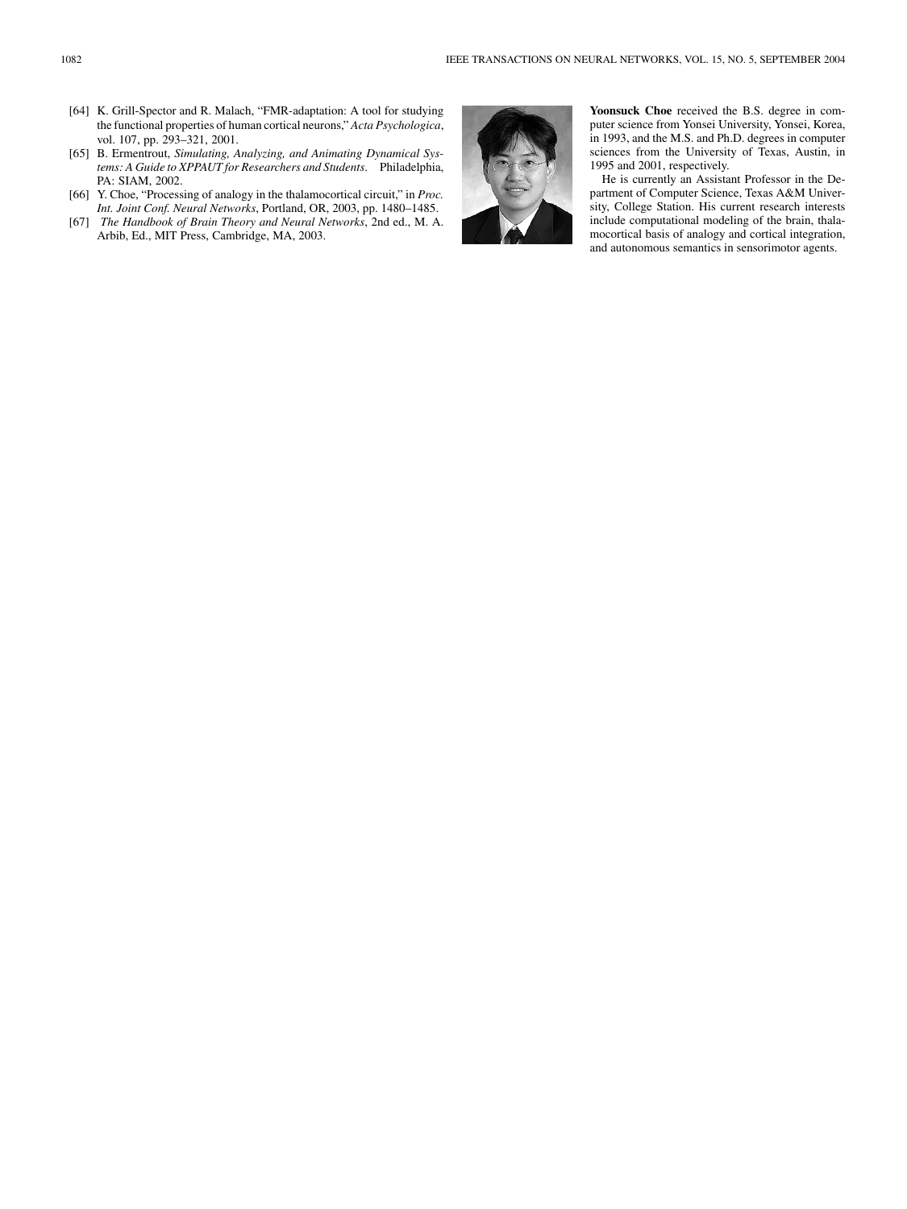[64] K. Grill-Spector and R. Malach, "FMR-adaptation: A tool for studying the functional properties of human cortical neurons," *Acta Psychologica*, vol. 107, pp. 293–321, 2001.

[65] B. Ermentrout, *Simulating, Analyzing, and Animating Dynamical Systems: A Guide to XPPAUT for Researchers and Students*. Philadelphia, PA: SIAM, 2002.

[66] Y. Choe, "Processing of analogy in the thalamocortical circuit," in *Proc. Int. Joint Conf. Neural Networks*, Portland, OR, 2003, pp. 1480–1485.

[67] *The Handbook of Brain Theory and Neural Networks*, 2nd ed., M. A. Arbib, Ed., MIT Press, Cambridge, MA, 2003.

**Yoonsuck Choe** received the B.S. degree in computer science from Yonsei University, Yonsei, Korea, in 1993, and the M.S. and Ph.D. degrees in computer sciences from the University of Texas, Austin, in 1995 and 2001, respectively.

He is currently an Assistant Professor in the Department of Computer Science, Texas A&M University, College Station. His current research interests include computational modeling of the brain, thalamocortical basis of analogy and cortical integration, and autonomous semantics in sensorimotor agents.